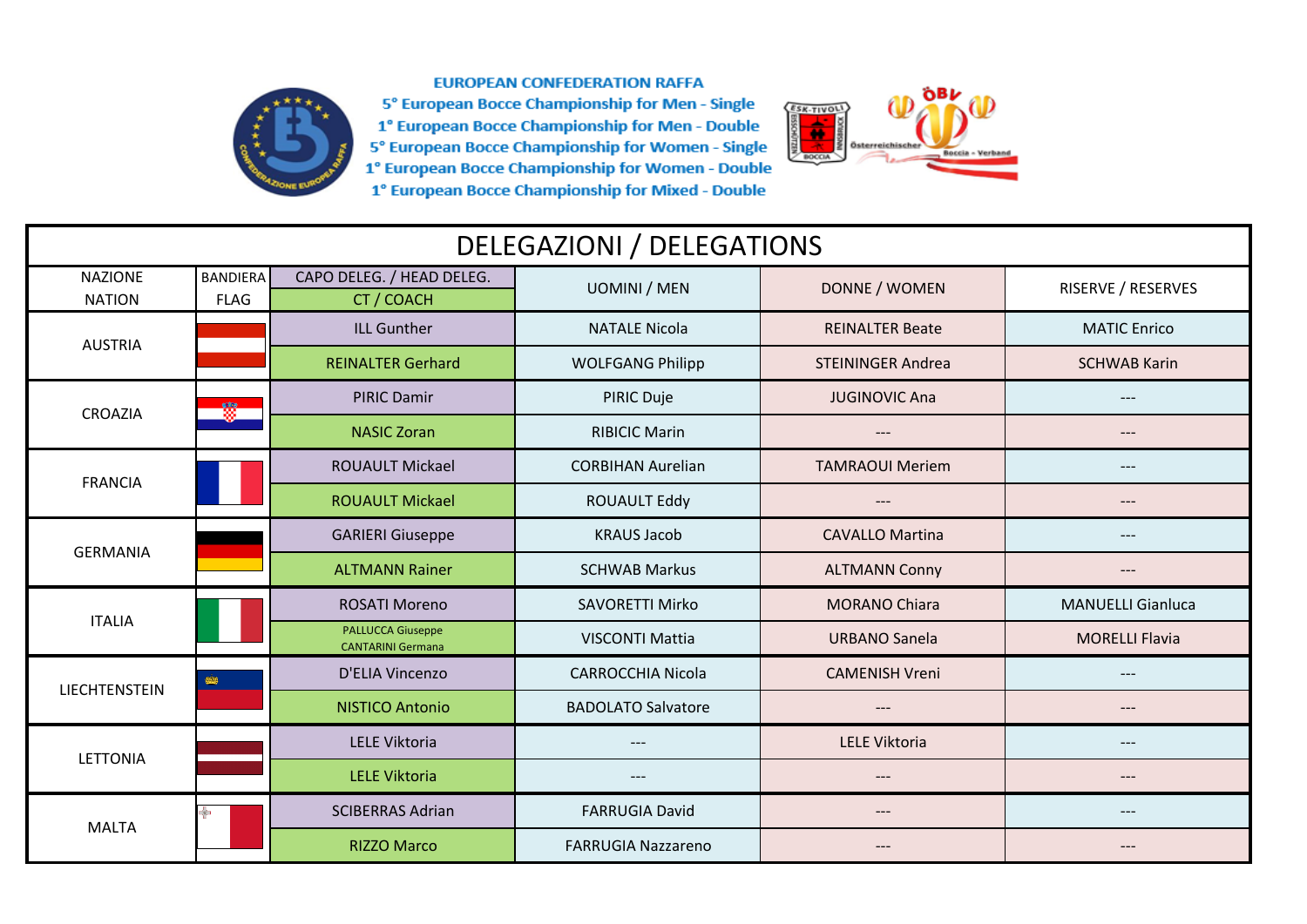**EUROPEAN CONFEDERATION RAFFA**

**5° European Bocce Championship for Men - Single**
**1° European Bocce Championship for Men - Double**
**5° European Bocce Championship for Women - Single**
**1° European Bocce Championship for Women - Double**
**1° European Bocce Championship for Mixed - Double**

# DELEGAZIONI / DELEGATIONS

| NAZIONE / NATION | BANDIERA / FLAG | CAPO DELEG. / HEAD DELEG. — CT / COACH | UOMINI / MEN | DONNE / WOMEN | RISERVE / RESERVES |
|---|---|---|---|---|---|
| AUSTRIA | | ILL Gunther | NATALE Nicola | REINALTER Beate | MATIC Enrico |
| | | REINALTER Gerhard | WOLFGANG Philipp | STEININGER Andrea | SCHWAB Karin |
| CROAZIA | | PIRIC Damir | PIRIC Duje | JUGINOVIC Ana | --- |
| | | NASIC Zoran | RIBICIC Marin | --- | --- |
| FRANCIA | | ROUAULT Mickael | CORBIHAN Aurelian | TAMRAOUI Meriem | --- |
| | | ROUAULT Mickael | ROUAULT Eddy | --- | --- |
| GERMANIA | | GARIERI Giuseppe | KRAUS Jacob | CAVALLO Martina | --- |
| | | ALTMANN Rainer | SCHWAB Markus | ALTMANN Conny | --- |
| ITALIA | | ROSATI Moreno | SAVORETTI Mirko | MORANO Chiara | MANUELLI Gianluca |
| | | PALLUCCA Giuseppe CANTARINI Germana | VISCONTI Mattia | URBANO Sanela | MORELLI Flavia |
| LIECHTENSTEIN | | D'ELIA Vincenzo | CARROCCHIA Nicola | CAMENISH Vreni | --- |
| | | NISTICO Antonio | BADOLATO Salvatore | --- | --- |
| LETTONIA | | LELE Viktoria | --- | LELE Viktoria | --- |
| | | LELE Viktoria | --- | --- | --- |
| MALTA | | SCIBERRAS Adrian | FARRUGIA David | --- | --- |
| | | RIZZO Marco | FARRUGIA Nazzareno | --- | --- |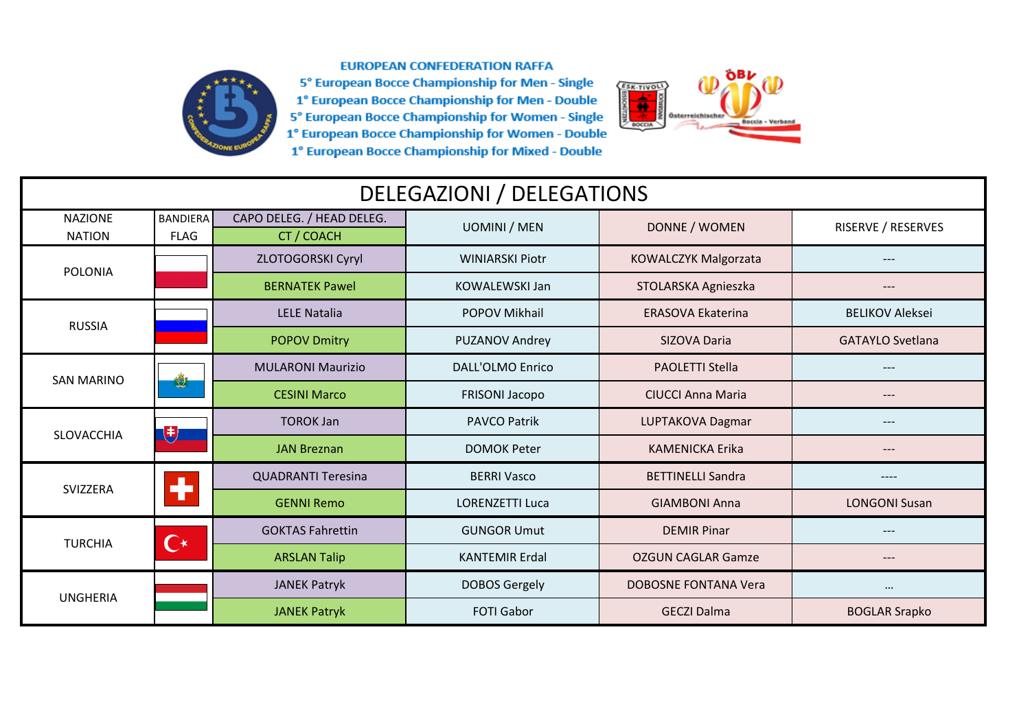EUROPEAN CONFEDERATION RAFFA

5° European Bocce Championship for Men - Single

1° European Bocce Championship for Men - Double

5° European Bocce Championship for Women - Single

1° European Bocce Championship for Women - Double

1° European Bocce Championship for Mixed - Double

# DELEGAZIONI / DELEGATIONS

| NAZIONE / NATION | BANDIERA / FLAG | CAPO DELEG. / HEAD DELEG. / CT / COACH | UOMINI / MEN | DONNE / WOMEN | RISERVE / RESERVES |
|---|---|---|---|---|---|
| POLONIA | | ZLOTOGORSKI Cyryl | WINIARSKI Piotr | KOWALCZYK Malgorzata | --- |
| | | BERNATEK Pawel | KOWALEWSKI Jan | STOLARSKA Agnieszka | --- |
| RUSSIA | | LELE Natalia | POPOV Mikhail | ERASOVA Ekaterina | BELIKOV Aleksei |
| | | POPOV Dmitry | PUZANOV Andrey | SIZOVA Daria | GATAYLO Svetlana |
| SAN MARINO | | MULARONI Maurizio | DALL'OLMO Enrico | PAOLETTI Stella | --- |
| | | CESINI Marco | FRISONI Jacopo | CIUCCI Anna Maria | --- |
| SLOVACCHIA | | TOROK Jan | PAVCO Patrik | LUPTAKOVA Dagmar | --- |
| | | JAN Breznan | DOMOK Peter | KAMENICKA Erika | --- |
| SVIZZERA | | QUADRANTI Teresina | BERRI Vasco | BETTINELLI Sandra | ---- |
| | | GENNI Remo | LORENZETTI Luca | GIAMBONI Anna | LONGONI Susan |
| TURCHIA | | GOKTAS Fahrettin | GUNGOR Umut | DEMIR Pinar | --- |
| | | ARSLAN Talip | KANTEMIR Erdal | OZGUN CAGLAR Gamze | --- |
| UNGHERIA | | JANEK Patryk | DOBOS Gergely | DOBOSNE FONTANA Vera | ... |
| | | JANEK Patryk | FOTI Gabor | GECZI Dalma | BOGLAR Srapko |